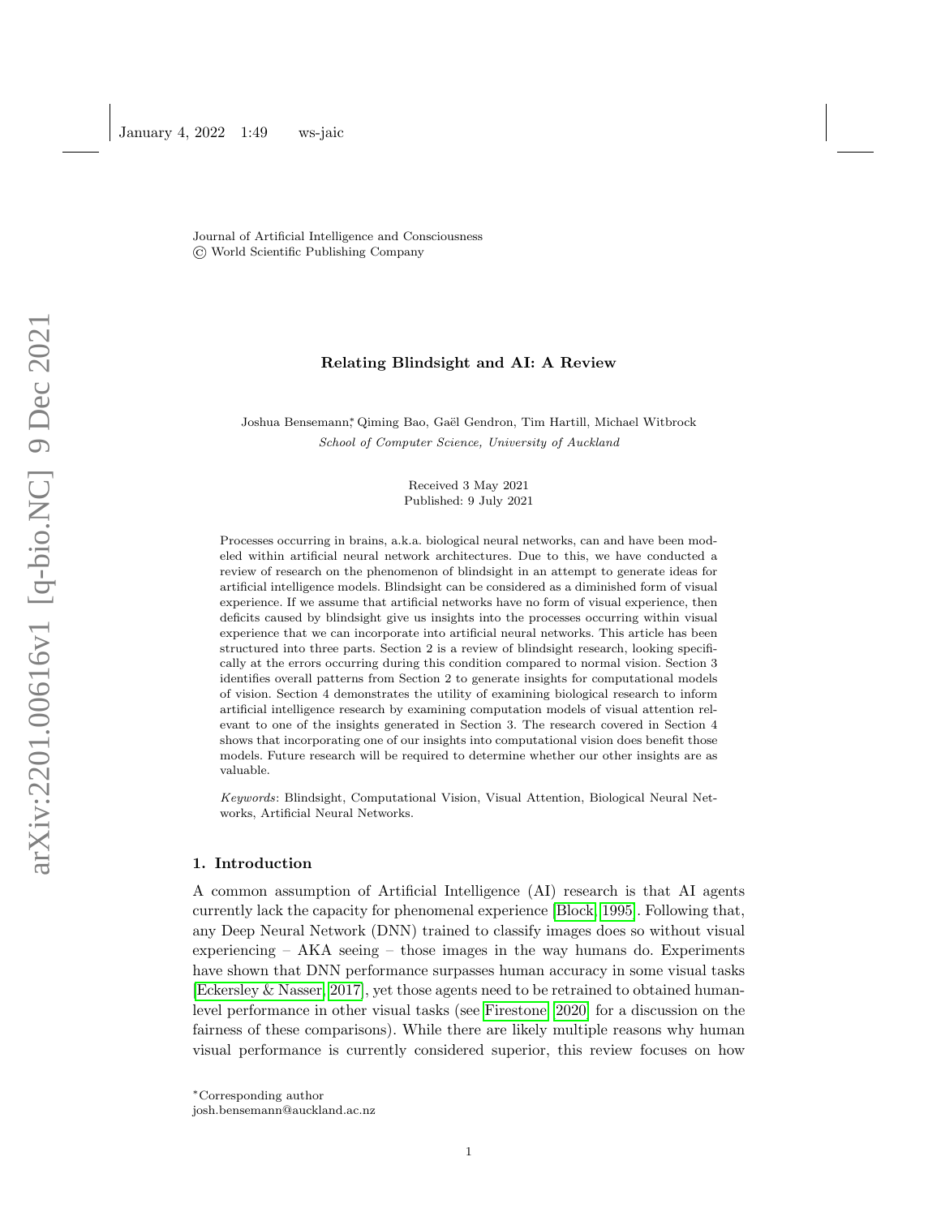Journal of Artificial Intelligence and Consciousness
© World Scientific Publishing Company

# Relating Blindsight and AI: A Review

Joshua Bensemann*, Qiming Bao, Gaël Gendron, Tim Hartill, Michael Witbrock

*School of Computer Science, University of Auckland*

Received 3 May 2021
Published: 9 July 2021

Processes occurring in brains, a.k.a. biological neural networks, can and have been modeled within artificial neural network architectures. Due to this, we have conducted a review of research on the phenomenon of blindsight in an attempt to generate ideas for artificial intelligence models. Blindsight can be considered as a diminished form of visual experience. If we assume that artificial networks have no form of visual experience, then deficits caused by blindsight give us insights into the processes occurring within visual experience that we can incorporate into artificial neural networks. This article has been structured into three parts. Section 2 is a review of blindsight research, looking specifically at the errors occurring during this condition compared to normal vision. Section 3 identifies overall patterns from Section 2 to generate insights for computational models of vision. Section 4 demonstrates the utility of examining biological research to inform artificial intelligence research by examining computation models of visual attention relevant to one of the insights generated in Section 3. The research covered in Section 4 shows that incorporating one of our insights into computational vision does benefit those models. Future research will be required to determine whether our other insights are as valuable.

*Keywords*: Blindsight, Computational Vision, Visual Attention, Biological Neural Networks, Artificial Neural Networks.

## 1. Introduction

A common assumption of Artificial Intelligence (AI) research is that AI agents currently lack the capacity for phenomenal experience [Block, 1995]. Following that, any Deep Neural Network (DNN) trained to classify images does so without visual experiencing – AKA seeing – those images in the way humans do. Experiments have shown that DNN performance surpasses human accuracy in some visual tasks [Eckersley & Nasser, 2017], yet those agents need to be retrained to obtained human-level performance in other visual tasks (see Firestone, 2020 for a discussion on the fairness of these comparisons). While there are likely multiple reasons why human visual performance is currently considered superior, this review focuses on how

*Corresponding author
josh.bensemann@auckland.ac.nz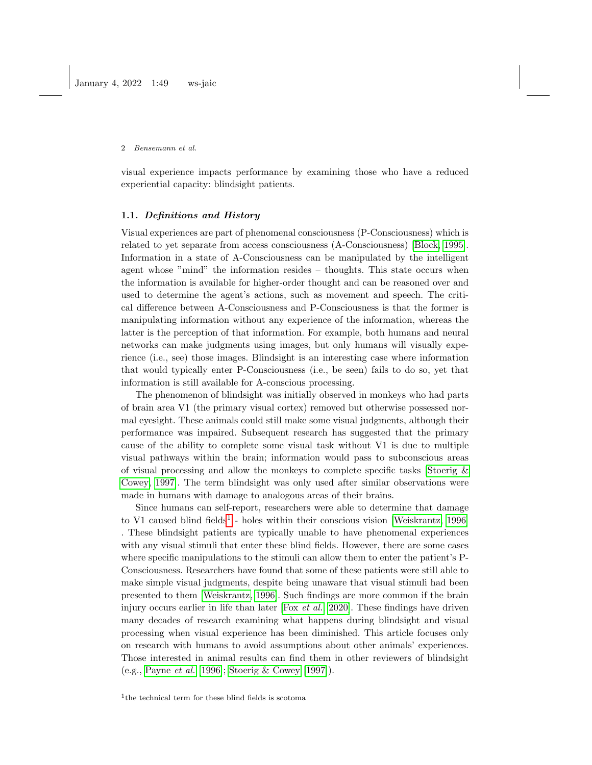visual experience impacts performance by examining those who have a reduced experiential capacity: blindsight patients.

### 1.1. *Definitions and History*

Visual experiences are part of phenomenal consciousness (P-Consciousness) which is related to yet separate from access consciousness (A-Consciousness) [Block, 1995]. Information in a state of A-Consciousness can be manipulated by the intelligent agent whose "mind" the information resides – thoughts. This state occurs when the information is available for higher-order thought and can be reasoned over and used to determine the agent's actions, such as movement and speech. The critical difference between A-Consciousness and P-Consciousness is that the former is manipulating information without any experience of the information, whereas the latter is the perception of that information. For example, both humans and neural networks can make judgments using images, but only humans will visually experience (i.e., see) those images. Blindsight is an interesting case where information that would typically enter P-Consciousness (i.e., be seen) fails to do so, yet that information is still available for A-conscious processing.

The phenomenon of blindsight was initially observed in monkeys who had parts of brain area V1 (the primary visual cortex) removed but otherwise possessed normal eyesight. These animals could still make some visual judgments, although their performance was impaired. Subsequent research has suggested that the primary cause of the ability to complete some visual task without V1 is due to multiple visual pathways within the brain; information would pass to subconscious areas of visual processing and allow the monkeys to complete specific tasks [Stoerig & Cowey, 1997]. The term blindsight was only used after similar observations were made in humans with damage to analogous areas of their brains.

Since humans can self-report, researchers were able to determine that damage to V1 caused blind fields[1] - holes within their conscious vision [Weiskrantz, 1996] . These blindsight patients are typically unable to have phenomenal experiences with any visual stimuli that enter these blind fields. However, there are some cases where specific manipulations to the stimuli can allow them to enter the patient's P-Consciousness. Researchers have found that some of these patients were still able to make simple visual judgments, despite being unaware that visual stimuli had been presented to them [Weiskrantz, 1996]. Such findings are more common if the brain injury occurs earlier in life than later [Fox *et al.*, 2020]. These findings have driven many decades of research examining what happens during blindsight and visual processing when visual experience has been diminished. This article focuses only on research with humans to avoid assumptions about other animals' experiences. Those interested in animal results can find them in other reviewers of blindsight (e.g., [Payne *et al.*, 1996]; [Stoerig & Cowey, 1997]).

[1] the technical term for these blind fields is scotoma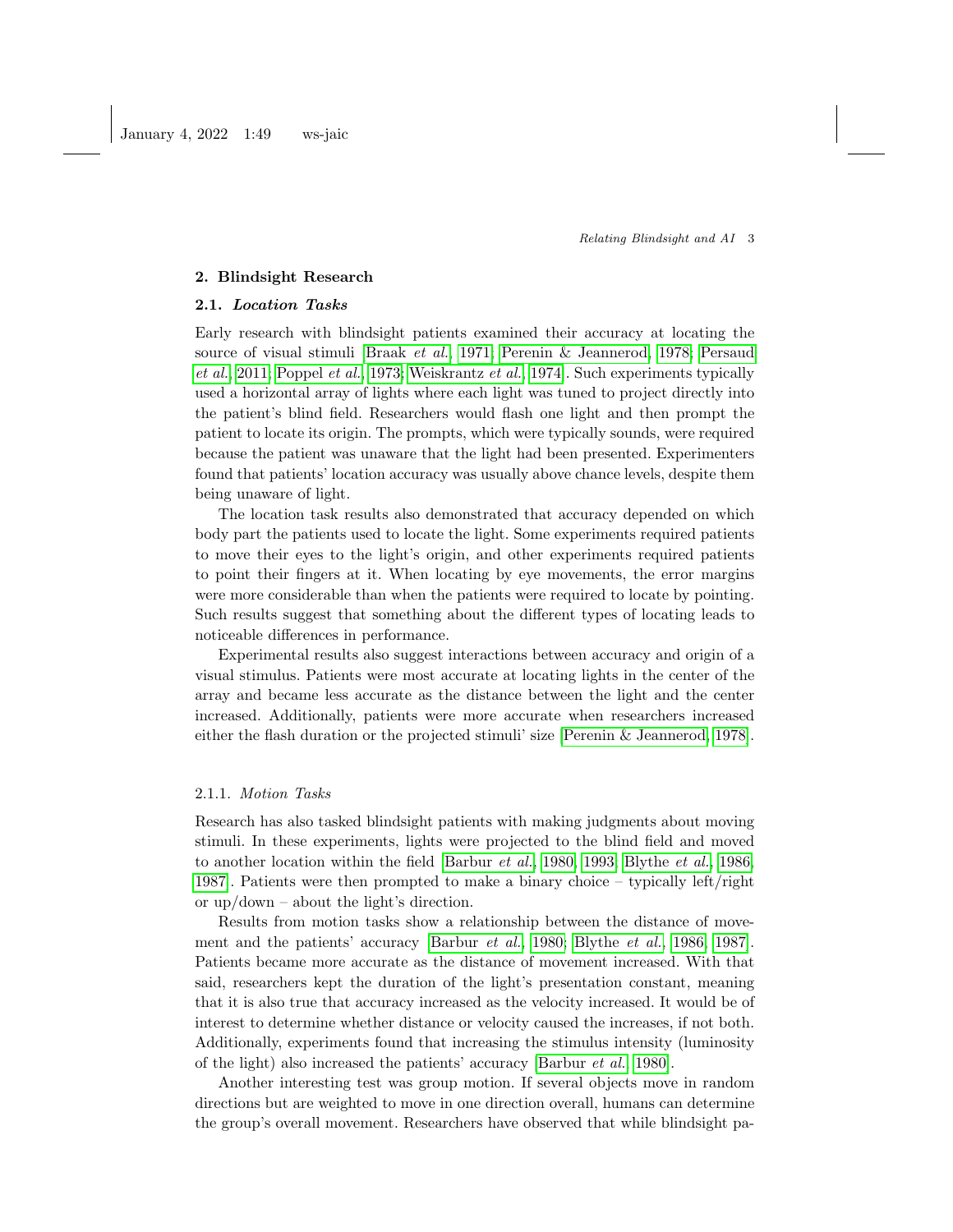## 2. Blindsight Research

### 2.1. *Location Tasks*

Early research with blindsight patients examined their accuracy at locating the source of visual stimuli [Braak *et al.*, 1971; Perenin & Jeannerod, 1978; Persaud *et al.*, 2011; Poppel *et al.*, 1973; Weiskrantz *et al.*, 1974]. Such experiments typically used a horizontal array of lights where each light was tuned to project directly into the patient's blind field. Researchers would flash one light and then prompt the patient to locate its origin. The prompts, which were typically sounds, were required because the patient was unaware that the light had been presented. Experimenters found that patients' location accuracy was usually above chance levels, despite them being unaware of light.

The location task results also demonstrated that accuracy depended on which body part the patients used to locate the light. Some experiments required patients to move their eyes to the light's origin, and other experiments required patients to point their fingers at it. When locating by eye movements, the error margins were more considerable than when the patients were required to locate by pointing. Such results suggest that something about the different types of locating leads to noticeable differences in performance.

Experimental results also suggest interactions between accuracy and origin of a visual stimulus. Patients were most accurate at locating lights in the center of the array and became less accurate as the distance between the light and the center increased. Additionally, patients were more accurate when researchers increased either the flash duration or the projected stimuli' size [Perenin & Jeannerod, 1978].

#### 2.1.1. *Motion Tasks*

Research has also tasked blindsight patients with making judgments about moving stimuli. In these experiments, lights were projected to the blind field and moved to another location within the field [Barbur *et al.*, 1980, 1993; Blythe *et al.*, 1986, 1987]. Patients were then prompted to make a binary choice – typically left/right or up/down – about the light's direction.

Results from motion tasks show a relationship between the distance of movement and the patients' accuracy [Barbur *et al.*, 1980; Blythe *et al.*, 1986, 1987]. Patients became more accurate as the distance of movement increased. With that said, researchers kept the duration of the light's presentation constant, meaning that it is also true that accuracy increased as the velocity increased. It would be of interest to determine whether distance or velocity caused the increases, if not both. Additionally, experiments found that increasing the stimulus intensity (luminosity of the light) also increased the patients' accuracy [Barbur *et al.*, 1980].

Another interesting test was group motion. If several objects move in random directions but are weighted to move in one direction overall, humans can determine the group's overall movement. Researchers have observed that while blindsight pa-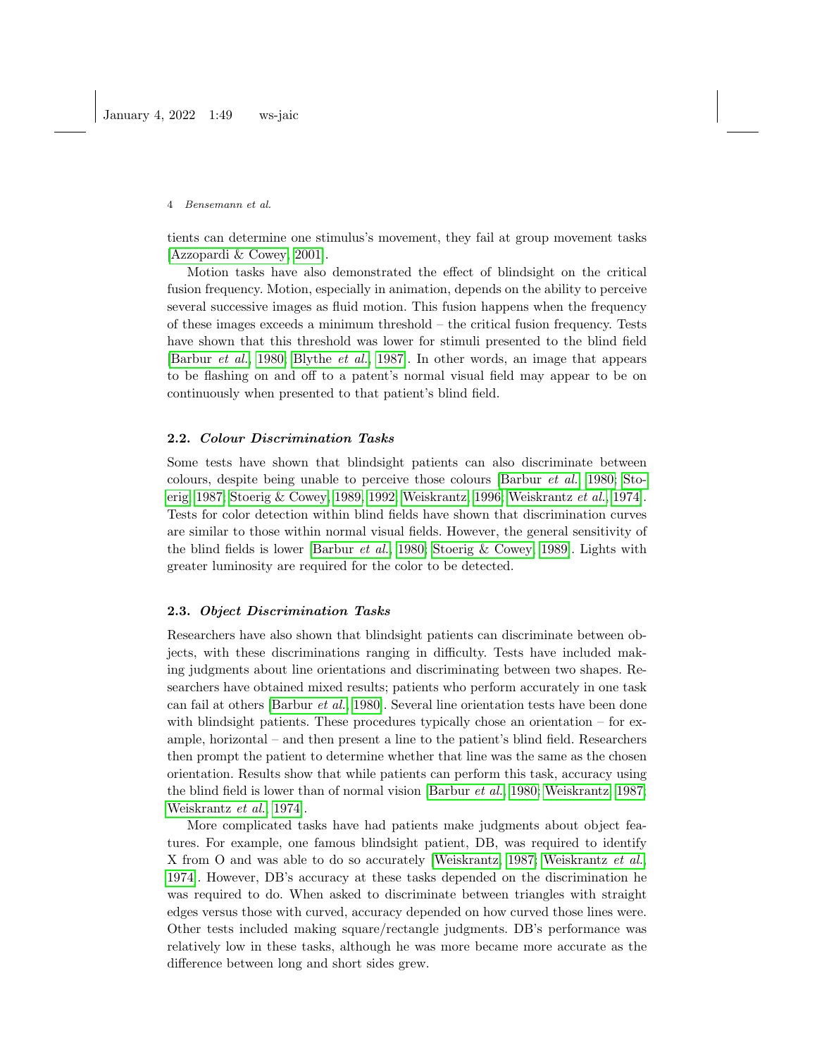tients can determine one stimulus's movement, they fail at group movement tasks [Azzopardi & Cowey, 2001].

Motion tasks have also demonstrated the effect of blindsight on the critical fusion frequency. Motion, especially in animation, depends on the ability to perceive several successive images as fluid motion. This fusion happens when the frequency of these images exceeds a minimum threshold – the critical fusion frequency. Tests have shown that this threshold was lower for stimuli presented to the blind field [Barbur *et al.*, 1980; Blythe *et al.*, 1987]. In other words, an image that appears to be flashing on and off to a patent's normal visual field may appear to be on continuously when presented to that patient's blind field.

### 2.2. *Colour Discrimination Tasks*

Some tests have shown that blindsight patients can also discriminate between colours, despite being unable to perceive those colours [Barbur *et al.*, 1980; Stoerig, 1987; Stoerig & Cowey, 1989, 1992; Weiskrantz, 1996; Weiskrantz *et al.*, 1974]. Tests for color detection within blind fields have shown that discrimination curves are similar to those within normal visual fields. However, the general sensitivity of the blind fields is lower [Barbur *et al.*, 1980; Stoerig & Cowey, 1989]. Lights with greater luminosity are required for the color to be detected.

### 2.3. *Object Discrimination Tasks*

Researchers have also shown that blindsight patients can discriminate between objects, with these discriminations ranging in difficulty. Tests have included making judgments about line orientations and discriminating between two shapes. Researchers have obtained mixed results; patients who perform accurately in one task can fail at others [Barbur *et al.*, 1980]. Several line orientation tests have been done with blindsight patients. These procedures typically chose an orientation – for example, horizontal – and then present a line to the patient's blind field. Researchers then prompt the patient to determine whether that line was the same as the chosen orientation. Results show that while patients can perform this task, accuracy using the blind field is lower than of normal vision [Barbur *et al.*, 1980; Weiskrantz, 1987; Weiskrantz *et al.*, 1974].

More complicated tasks have had patients make judgments about object features. For example, one famous blindsight patient, DB, was required to identify X from O and was able to do so accurately [Weiskrantz, 1987; Weiskrantz *et al.*, 1974]. However, DB's accuracy at these tasks depended on the discrimination he was required to do. When asked to discriminate between triangles with straight edges versus those with curved, accuracy depended on how curved those lines were. Other tests included making square/rectangle judgments. DB's performance was relatively low in these tasks, although he was more became more accurate as the difference between long and short sides grew.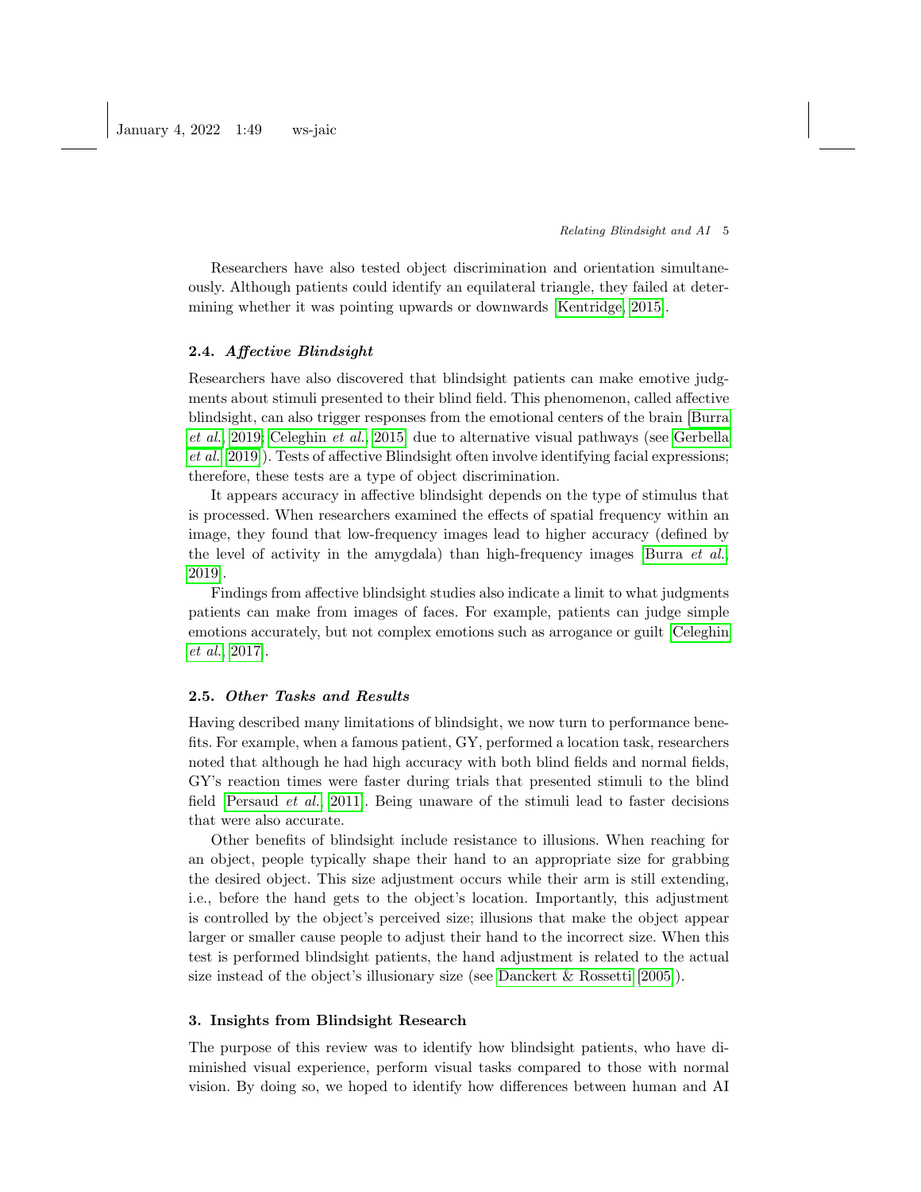Researchers have also tested object discrimination and orientation simultaneously. Although patients could identify an equilateral triangle, they failed at determining whether it was pointing upwards or downwards [Kentridge, 2015].

### 2.4. *Affective Blindsight*

Researchers have also discovered that blindsight patients can make emotive judgments about stimuli presented to their blind field. This phenomenon, called affective blindsight, can also trigger responses from the emotional centers of the brain [Burra *et al.*, 2019; Celeghin *et al.*, 2015] due to alternative visual pathways (see Gerbella *et al.* [2019]). Tests of affective Blindsight often involve identifying facial expressions; therefore, these tests are a type of object discrimination.

It appears accuracy in affective blindsight depends on the type of stimulus that is processed. When researchers examined the effects of spatial frequency within an image, they found that low-frequency images lead to higher accuracy (defined by the level of activity in the amygdala) than high-frequency images [Burra *et al.*, 2019].

Findings from affective blindsight studies also indicate a limit to what judgments patients can make from images of faces. For example, patients can judge simple emotions accurately, but not complex emotions such as arrogance or guilt [Celeghin *et al.*, 2017].

### 2.5. *Other Tasks and Results*

Having described many limitations of blindsight, we now turn to performance benefits. For example, when a famous patient, GY, performed a location task, researchers noted that although he had high accuracy with both blind fields and normal fields, GY's reaction times were faster during trials that presented stimuli to the blind field [Persaud *et al.*, 2011]. Being unaware of the stimuli lead to faster decisions that were also accurate.

Other benefits of blindsight include resistance to illusions. When reaching for an object, people typically shape their hand to an appropriate size for grabbing the desired object. This size adjustment occurs while their arm is still extending, i.e., before the hand gets to the object's location. Importantly, this adjustment is controlled by the object's perceived size; illusions that make the object appear larger or smaller cause people to adjust their hand to the incorrect size. When this test is performed blindsight patients, the hand adjustment is related to the actual size instead of the object's illusionary size (see Danckert & Rossetti [2005]).

## 3. Insights from Blindsight Research

The purpose of this review was to identify how blindsight patients, who have diminished visual experience, perform visual tasks compared to those with normal vision. By doing so, we hoped to identify how differences between human and AI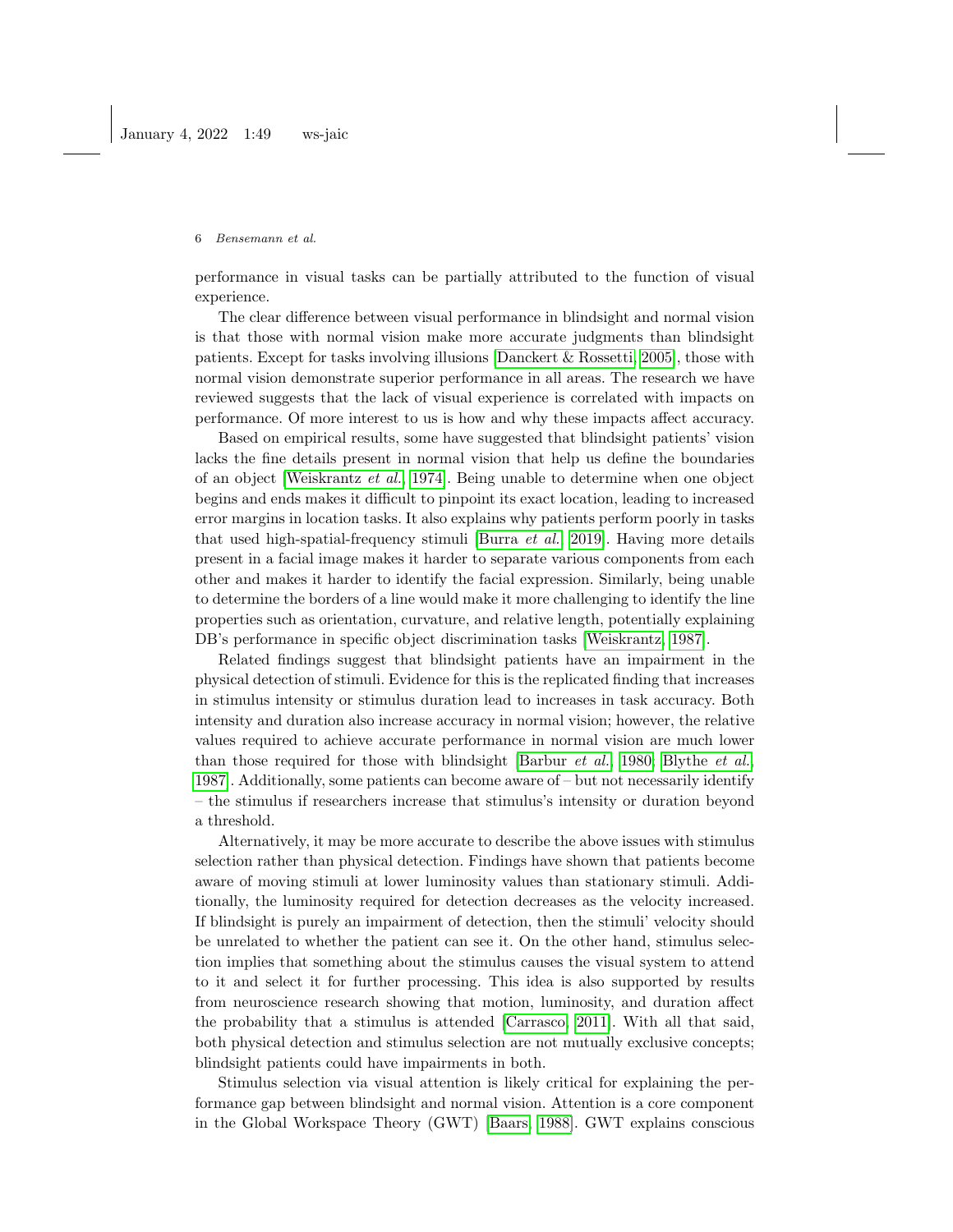performance in visual tasks can be partially attributed to the function of visual experience.

The clear difference between visual performance in blindsight and normal vision is that those with normal vision make more accurate judgments than blindsight patients. Except for tasks involving illusions [Danckert & Rossetti, 2005], those with normal vision demonstrate superior performance in all areas. The research we have reviewed suggests that the lack of visual experience is correlated with impacts on performance. Of more interest to us is how and why these impacts affect accuracy.

Based on empirical results, some have suggested that blindsight patients' vision lacks the fine details present in normal vision that help us define the boundaries of an object [Weiskrantz *et al.*, 1974]. Being unable to determine when one object begins and ends makes it difficult to pinpoint its exact location, leading to increased error margins in location tasks. It also explains why patients perform poorly in tasks that used high-spatial-frequency stimuli [Burra *et al.*, 2019]. Having more details present in a facial image makes it harder to separate various components from each other and makes it harder to identify the facial expression. Similarly, being unable to determine the borders of a line would make it more challenging to identify the line properties such as orientation, curvature, and relative length, potentially explaining DB's performance in specific object discrimination tasks [Weiskrantz, 1987].

Related findings suggest that blindsight patients have an impairment in the physical detection of stimuli. Evidence for this is the replicated finding that increases in stimulus intensity or stimulus duration lead to increases in task accuracy. Both intensity and duration also increase accuracy in normal vision; however, the relative values required to achieve accurate performance in normal vision are much lower than those required for those with blindsight [Barbur *et al.*, 1980; Blythe *et al.*, 1987]. Additionally, some patients can become aware of – but not necessarily identify – the stimulus if researchers increase that stimulus's intensity or duration beyond a threshold.

Alternatively, it may be more accurate to describe the above issues with stimulus selection rather than physical detection. Findings have shown that patients become aware of moving stimuli at lower luminosity values than stationary stimuli. Additionally, the luminosity required for detection decreases as the velocity increased. If blindsight is purely an impairment of detection, then the stimuli' velocity should be unrelated to whether the patient can see it. On the other hand, stimulus selection implies that something about the stimulus causes the visual system to attend to it and select it for further processing. This idea is also supported by results from neuroscience research showing that motion, luminosity, and duration affect the probability that a stimulus is attended [Carrasco, 2011]. With all that said, both physical detection and stimulus selection are not mutually exclusive concepts; blindsight patients could have impairments in both.

Stimulus selection via visual attention is likely critical for explaining the performance gap between blindsight and normal vision. Attention is a core component in the Global Workspace Theory (GWT) [Baars, 1988]. GWT explains conscious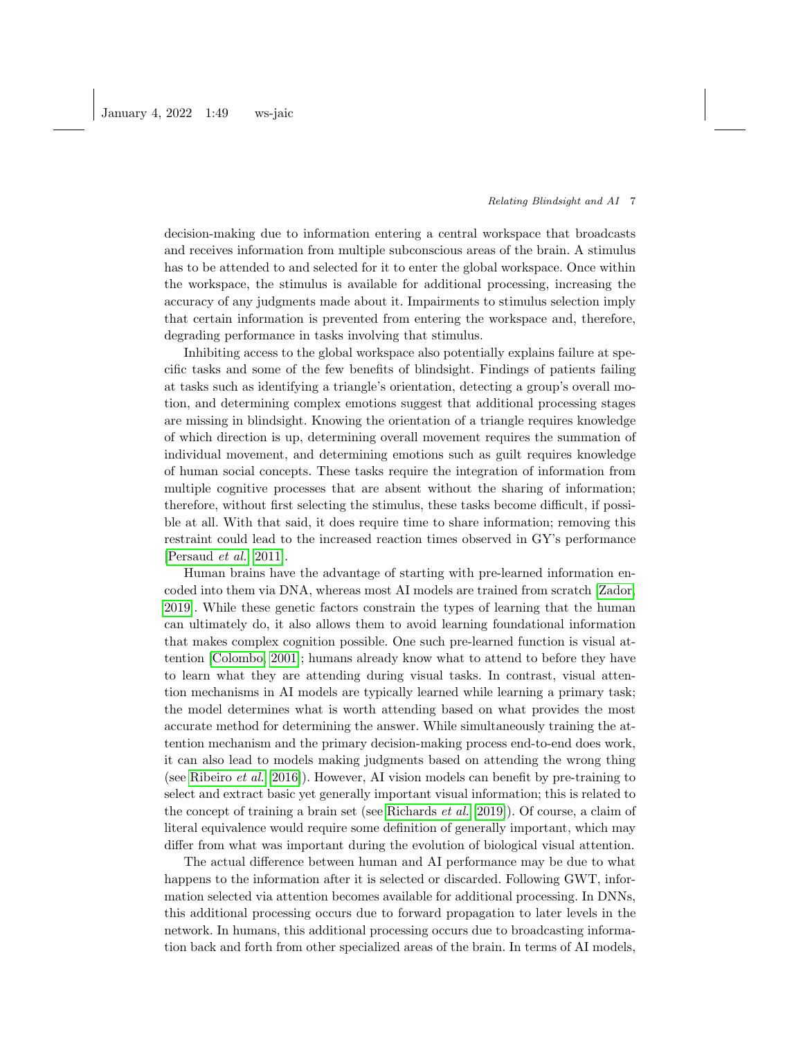decision-making due to information entering a central workspace that broadcasts and receives information from multiple subconscious areas of the brain. A stimulus has to be attended to and selected for it to enter the global workspace. Once within the workspace, the stimulus is available for additional processing, increasing the accuracy of any judgments made about it. Impairments to stimulus selection imply that certain information is prevented from entering the workspace and, therefore, degrading performance in tasks involving that stimulus.

Inhibiting access to the global workspace also potentially explains failure at specific tasks and some of the few benefits of blindsight. Findings of patients failing at tasks such as identifying a triangle's orientation, detecting a group's overall motion, and determining complex emotions suggest that additional processing stages are missing in blindsight. Knowing the orientation of a triangle requires knowledge of which direction is up, determining overall movement requires the summation of individual movement, and determining emotions such as guilt requires knowledge of human social concepts. These tasks require the integration of information from multiple cognitive processes that are absent without the sharing of information; therefore, without first selecting the stimulus, these tasks become difficult, if possible at all. With that said, it does require time to share information; removing this restraint could lead to the increased reaction times observed in GY's performance [Persaud *et al.*, 2011].

Human brains have the advantage of starting with pre-learned information encoded into them via DNA, whereas most AI models are trained from scratch [Zador, 2019]. While these genetic factors constrain the types of learning that the human can ultimately do, it also allows them to avoid learning foundational information that makes complex cognition possible. One such pre-learned function is visual attention [Colombo, 2001]; humans already know what to attend to before they have to learn what they are attending during visual tasks. In contrast, visual attention mechanisms in AI models are typically learned while learning a primary task; the model determines what is worth attending based on what provides the most accurate method for determining the answer. While simultaneously training the attention mechanism and the primary decision-making process end-to-end does work, it can also lead to models making judgments based on attending the wrong thing (see Ribeiro *et al.* [2016]). However, AI vision models can benefit by pre-training to select and extract basic yet generally important visual information; this is related to the concept of training a brain set (see Richards *et al.* [2019]). Of course, a claim of literal equivalence would require some definition of generally important, which may differ from what was important during the evolution of biological visual attention.

The actual difference between human and AI performance may be due to what happens to the information after it is selected or discarded. Following GWT, information selected via attention becomes available for additional processing. In DNNs, this additional processing occurs due to forward propagation to later levels in the network. In humans, this additional processing occurs due to broadcasting information back and forth from other specialized areas of the brain. In terms of AI models,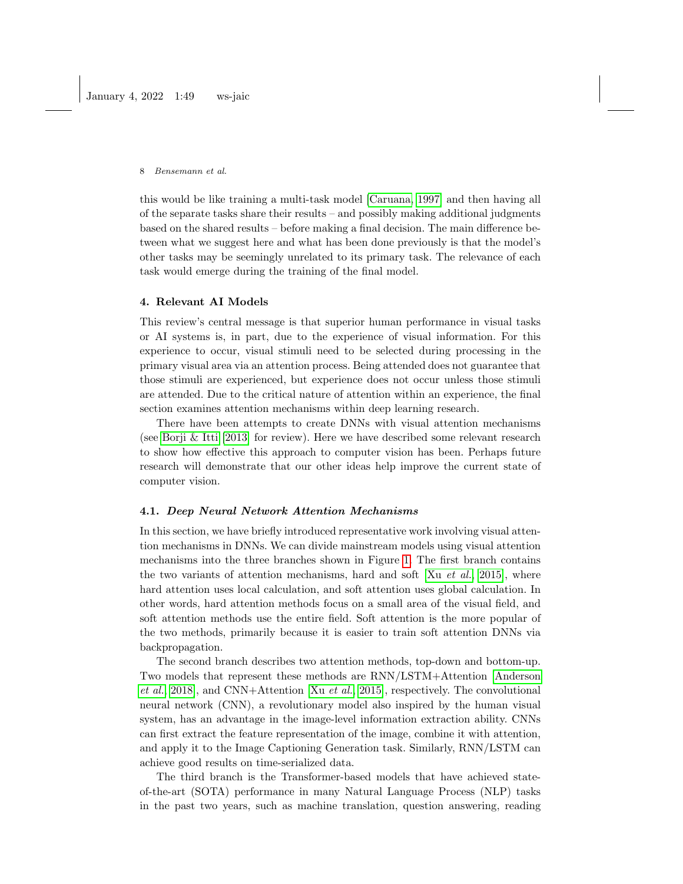this would be like training a multi-task model [Caruana, 1997] and then having all of the separate tasks share their results – and possibly making additional judgments based on the shared results – before making a final decision. The main difference between what we suggest here and what has been done previously is that the model's other tasks may be seemingly unrelated to its primary task. The relevance of each task would emerge during the training of the final model.

## 4. Relevant AI Models

This review's central message is that superior human performance in visual tasks or AI systems is, in part, due to the experience of visual information. For this experience to occur, visual stimuli need to be selected during processing in the primary visual area via an attention process. Being attended does not guarantee that those stimuli are experienced, but experience does not occur unless those stimuli are attended. Due to the critical nature of attention within an experience, the final section examines attention mechanisms within deep learning research.

There have been attempts to create DNNs with visual attention mechanisms (see Borji & Itti [2013] for review). Here we have described some relevant research to show how effective this approach to computer vision has been. Perhaps future research will demonstrate that our other ideas help improve the current state of computer vision.

### 4.1. *Deep Neural Network Attention Mechanisms*

In this section, we have briefly introduced representative work involving visual attention mechanisms in DNNs. We can divide mainstream models using visual attention mechanisms into the three branches shown in Figure 1. The first branch contains the two variants of attention mechanisms, hard and soft [Xu *et al.*, 2015], where hard attention uses local calculation, and soft attention uses global calculation. In other words, hard attention methods focus on a small area of the visual field, and soft attention methods use the entire field. Soft attention is the more popular of the two methods, primarily because it is easier to train soft attention DNNs via backpropagation.

The second branch describes two attention methods, top-down and bottom-up. Two models that represent these methods are RNN/LSTM+Attention [Anderson *et al.*, 2018], and CNN+Attention [Xu *et al.*, 2015], respectively. The convolutional neural network (CNN), a revolutionary model also inspired by the human visual system, has an advantage in the image-level information extraction ability. CNNs can first extract the feature representation of the image, combine it with attention, and apply it to the Image Captioning Generation task. Similarly, RNN/LSTM can achieve good results on time-serialized data.

The third branch is the Transformer-based models that have achieved state-of-the-art (SOTA) performance in many Natural Language Process (NLP) tasks in the past two years, such as machine translation, question answering, reading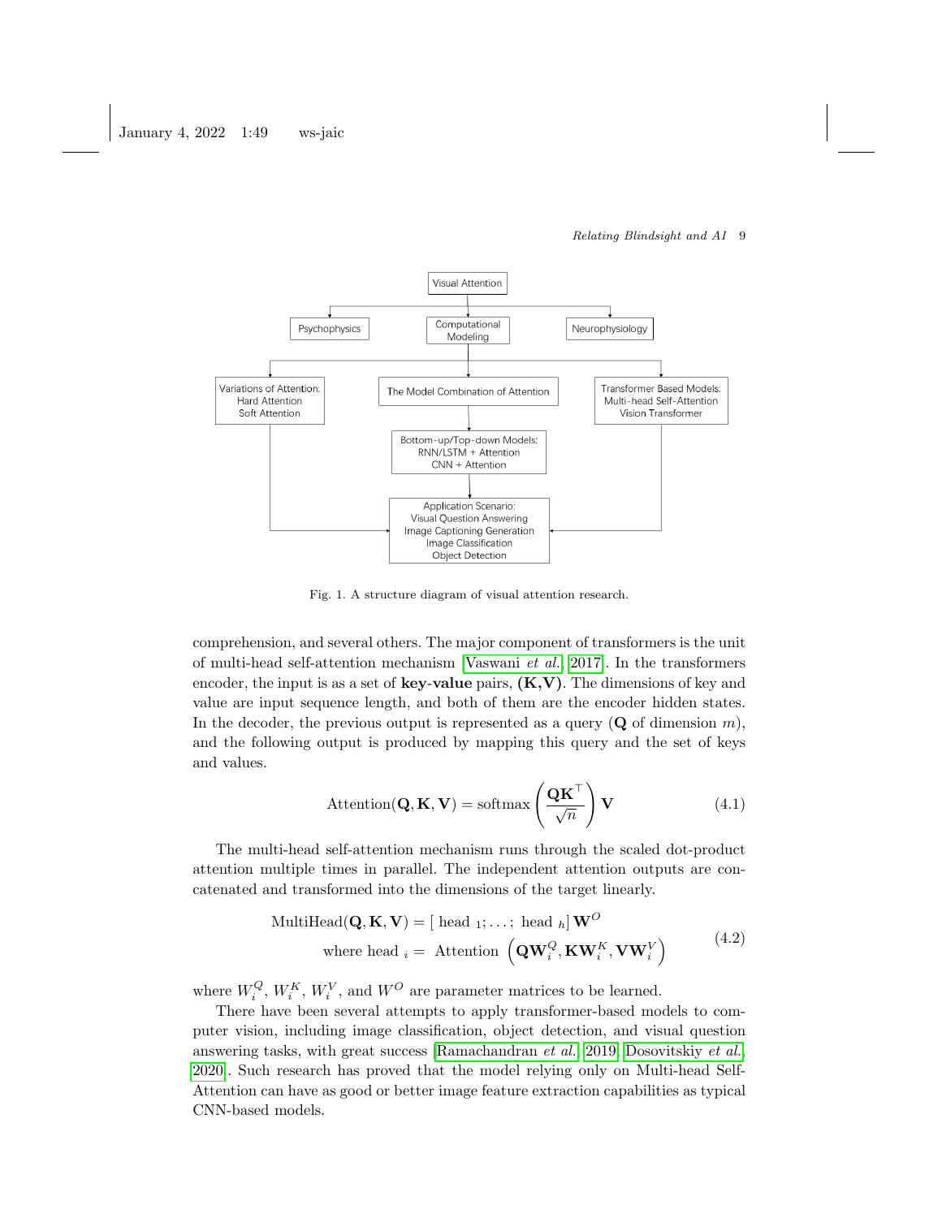Fig. 1. A structure diagram of visual attention research.

comprehension, and several others. The major component of transformers is the unit of multi-head self-attention mechanism [Vaswani *et al.*, 2017]. In the transformers encoder, the input is as a set of **key-value** pairs, **(K,V)**. The dimensions of key and value are input sequence length, and both of them are the encoder hidden states. In the decoder, the previous output is represented as a query ($\mathbf{Q}$ of dimension $m$), and the following output is produced by mapping this query and the set of keys and values.

$$\operatorname{Attention}(\mathbf{Q}, \mathbf{K}, \mathbf{V}) = \operatorname{softmax}\left(\frac{\mathbf{Q}\mathbf{K}^{\top}}{\sqrt{n}}\right)\mathbf{V} \tag{4.1}$$

The multi-head self-attention mechanism runs through the scaled dot-product attention multiple times in parallel. The independent attention outputs are concatenated and transformed into the dimensions of the target linearly.

$$\begin{aligned} \operatorname{MultiHead}(\mathbf{Q}, \mathbf{K}, \mathbf{V}) &= [\text{ head }_1; \ldots; \text{ head }_h] \mathbf{W}^O \\ \text{where head }_i &= \text{ Attention } \left(\mathbf{Q}\mathbf{W}_i^Q, \mathbf{K}\mathbf{W}_i^K, \mathbf{V}\mathbf{W}_i^V\right) \end{aligned} \tag{4.2}$$

where $W_i^Q$, $W_i^K$, $W_i^V$, and $W^O$ are parameter matrices to be learned.

There have been several attempts to apply transformer-based models to computer vision, including image classification, object detection, and visual question answering tasks, with great success [Ramachandran *et al.*, 2019; Dosovitskiy *et al.*, 2020]. Such research has proved that the model relying only on Multi-head Self-Attention can have as good or better image feature extraction capabilities as typical CNN-based models.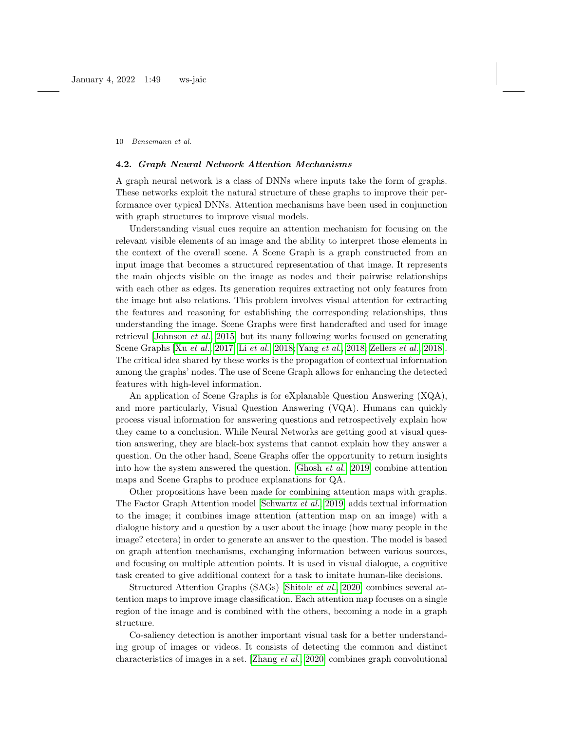### 4.2. *Graph Neural Network Attention Mechanisms*

A graph neural network is a class of DNNs where inputs take the form of graphs. These networks exploit the natural structure of these graphs to improve their performance over typical DNNs. Attention mechanisms have been used in conjunction with graph structures to improve visual models.

Understanding visual cues require an attention mechanism for focusing on the relevant visible elements of an image and the ability to interpret those elements in the context of the overall scene. A Scene Graph is a graph constructed from an input image that becomes a structured representation of that image. It represents the main objects visible on the image as nodes and their pairwise relationships with each other as edges. Its generation requires extracting not only features from the image but also relations. This problem involves visual attention for extracting the features and reasoning for establishing the corresponding relationships, thus understanding the image. Scene Graphs were first handcrafted and used for image retrieval [Johnson *et al.*, 2015] but its many following works focused on generating Scene Graphs [Xu *et al.*, 2017; Li *et al.*, 2018; Yang *et al.*, 2018; Zellers *et al.*, 2018]. The critical idea shared by these works is the propagation of contextual information among the graphs' nodes. The use of Scene Graph allows for enhancing the detected features with high-level information.

An application of Scene Graphs is for eXplanable Question Answering (XQA), and more particularly, Visual Question Answering (VQA). Humans can quickly process visual information for answering questions and retrospectively explain how they came to a conclusion. While Neural Networks are getting good at visual question answering, they are black-box systems that cannot explain how they answer a question. On the other hand, Scene Graphs offer the opportunity to return insights into how the system answered the question. [Ghosh *et al.*, 2019] combine attention maps and Scene Graphs to produce explanations for QA.

Other propositions have been made for combining attention maps with graphs. The Factor Graph Attention model [Schwartz *et al.*, 2019] adds textual information to the image; it combines image attention (attention map on an image) with a dialogue history and a question by a user about the image (how many people in the image? etcetera) in order to generate an answer to the question. The model is based on graph attention mechanisms, exchanging information between various sources, and focusing on multiple attention points. It is used in visual dialogue, a cognitive task created to give additional context for a task to imitate human-like decisions.

Structured Attention Graphs (SAGs) [Shitole *et al.*, 2020] combines several attention maps to improve image classification. Each attention map focuses on a single region of the image and is combined with the others, becoming a node in a graph structure.

Co-saliency detection is another important visual task for a better understanding group of images or videos. It consists of detecting the common and distinct characteristics of images in a set. [Zhang *et al.*, 2020] combines graph convolutional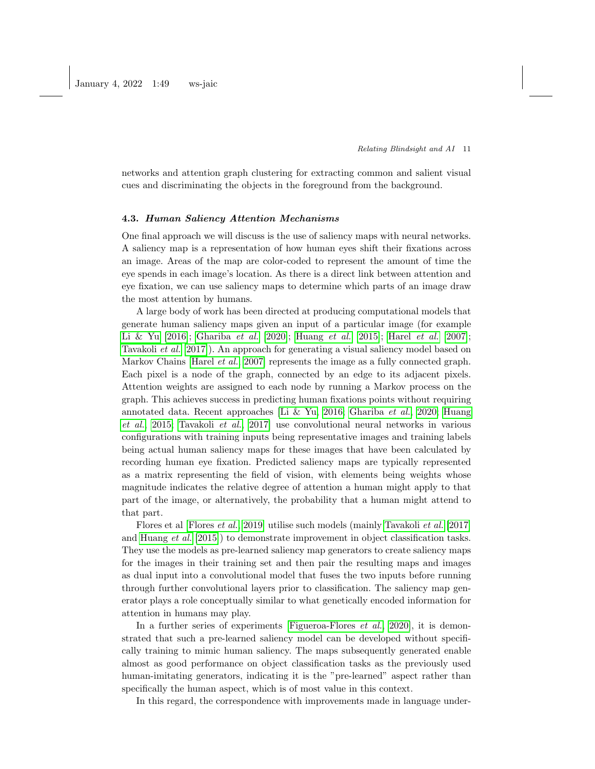networks and attention graph clustering for extracting common and salient visual cues and discriminating the objects in the foreground from the background.

### 4.3. *Human Saliency Attention Mechanisms*

One final approach we will discuss is the use of saliency maps with neural networks. A saliency map is a representation of how human eyes shift their fixations across an image. Areas of the map are color-coded to represent the amount of time the eye spends in each image's location. As there is a direct link between attention and eye fixation, we can use saliency maps to determine which parts of an image draw the most attention by humans.

A large body of work has been directed at producing computational models that generate human saliency maps given an input of a particular image (for example Li & Yu [2016]; Ghariba *et al.* [2020]; Huang *et al.* [2015]; Harel *et al.* [2007]; Tavakoli *et al.* [2017]). An approach for generating a visual saliency model based on Markov Chains [Harel *et al.*, 2007] represents the image as a fully connected graph. Each pixel is a node of the graph, connected by an edge to its adjacent pixels. Attention weights are assigned to each node by running a Markov process on the graph. This achieves success in predicting human fixations points without requiring annotated data. Recent approaches [Li & Yu, 2016; Ghariba *et al.*, 2020; Huang *et al.*, 2015; Tavakoli *et al.*, 2017] use convolutional neural networks in various configurations with training inputs being representative images and training labels being actual human saliency maps for these images that have been calculated by recording human eye fixation. Predicted saliency maps are typically represented as a matrix representing the field of vision, with elements being weights whose magnitude indicates the relative degree of attention a human might apply to that part of the image, or alternatively, the probability that a human might attend to that part.

Flores et al [Flores *et al.*, 2019] utilise such models (mainly Tavakoli *et al.* [2017] and Huang *et al.* [2015]) to demonstrate improvement in object classification tasks. They use the models as pre-learned saliency map generators to create saliency maps for the images in their training set and then pair the resulting maps and images as dual input into a convolutional model that fuses the two inputs before running through further convolutional layers prior to classification. The saliency map generator plays a role conceptually similar to what genetically encoded information for attention in humans may play.

In a further series of experiments [Figueroa-Flores *et al.*, 2020], it is demonstrated that such a pre-learned saliency model can be developed without specifically training to mimic human saliency. The maps subsequently generated enable almost as good performance on object classification tasks as the previously used human-imitating generators, indicating it is the "pre-learned" aspect rather than specifically the human aspect, which is of most value in this context.

In this regard, the correspondence with improvements made in language under-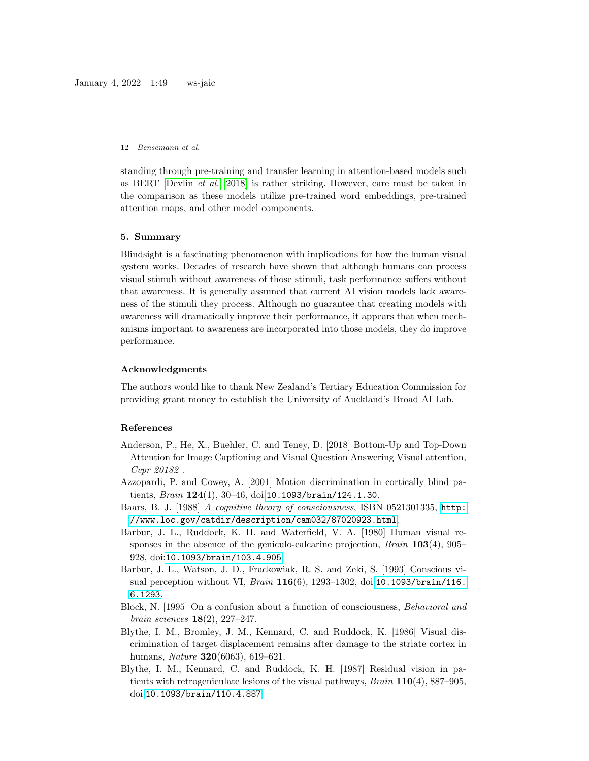standing through pre-training and transfer learning in attention-based models such as BERT [Devlin *et al.*, 2018] is rather striking. However, care must be taken in the comparison as these models utilize pre-trained word embeddings, pre-trained attention maps, and other model components.

## 5. Summary

Blindsight is a fascinating phenomenon with implications for how the human visual system works. Decades of research have shown that although humans can process visual stimuli without awareness of those stimuli, task performance suffers without that awareness. It is generally assumed that current AI vision models lack awareness of the stimuli they process. Although no guarantee that creating models with awareness will dramatically improve their performance, it appears that when mechanisms important to awareness are incorporated into those models, they do improve performance.

## Acknowledgments

The authors would like to thank New Zealand's Tertiary Education Commission for providing grant money to establish the University of Auckland's Broad AI Lab.

## References

Anderson, P., He, X., Buehler, C. and Teney, D. [2018] Bottom-Up and Top-Down Attention for Image Captioning and Visual Question Answering Visual attention, *Cvpr 20182* .

Azzopardi, P. and Cowey, A. [2001] Motion discrimination in cortically blind patients, *Brain* **124**(1), 30–46, doi:10.1093/brain/124.1.30.

Baars, B. J. [1988] *A cognitive theory of consciousness*, ISBN 0521301335, http://www.loc.gov/catdir/description/cam032/87020923.html.

Barbur, J. L., Ruddock, K. H. and Waterfield, V. A. [1980] Human visual responses in the absence of the geniculo-calcarine projection, *Brain* **103**(4), 905–928, doi:10.1093/brain/103.4.905.

Barbur, J. L., Watson, J. D., Frackowiak, R. S. and Zeki, S. [1993] Conscious visual perception without VI, *Brain* **116**(6), 1293–1302, doi:10.1093/brain/116.6.1293.

Block, N. [1995] On a confusion about a function of consciousness, *Behavioral and brain sciences* **18**(2), 227–247.

Blythe, I. M., Bromley, J. M., Kennard, C. and Ruddock, K. [1986] Visual discrimination of target displacement remains after damage to the striate cortex in humans, *Nature* **320**(6063), 619–621.

Blythe, I. M., Kennard, C. and Ruddock, K. H. [1987] Residual vision in patients with retrogeniculate lesions of the visual pathways, *Brain* **110**(4), 887–905, doi:10.1093/brain/110.4.887.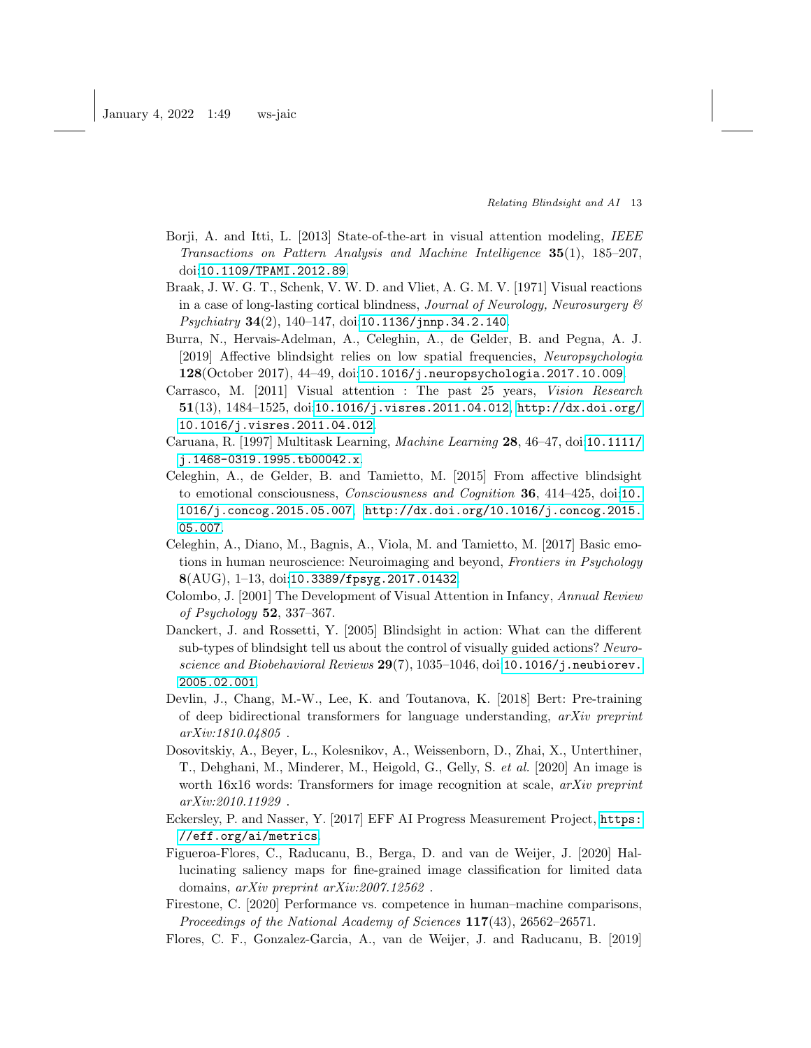Borji, A. and Itti, L. [2013] State-of-the-art in visual attention modeling, *IEEE Transactions on Pattern Analysis and Machine Intelligence* **35**(1), 185–207, doi:10.1109/TPAMI.2012.89.

Braak, J. W. G. T., Schenk, V. W. D. and Vliet, A. G. M. V. [1971] Visual reactions in a case of long-lasting cortical blindness, *Journal of Neurology, Neurosurgery & Psychiatry* **34**(2), 140–147, doi:10.1136/jnnp.34.2.140.

Burra, N., Hervais-Adelman, A., Celeghin, A., de Gelder, B. and Pegna, A. J. [2019] Affective blindsight relies on low spatial frequencies, *Neuropsychologia* **128**(October 2017), 44–49, doi:10.1016/j.neuropsychologia.2017.10.009.

Carrasco, M. [2011] Visual attention : The past 25 years, *Vision Research* **51**(13), 1484–1525, doi:10.1016/j.visres.2011.04.012, http://dx.doi.org/10.1016/j.visres.2011.04.012.

Caruana, R. [1997] Multitask Learning, *Machine Learning* **28**, 46–47, doi:10.1111/j.1468-0319.1995.tb00042.x.

Celeghin, A., de Gelder, B. and Tamietto, M. [2015] From affective blindsight to emotional consciousness, *Consciousness and Cognition* **36**, 414–425, doi:10.1016/j.concog.2015.05.007, http://dx.doi.org/10.1016/j.concog.2015.05.007.

Celeghin, A., Diano, M., Bagnis, A., Viola, M. and Tamietto, M. [2017] Basic emotions in human neuroscience: Neuroimaging and beyond, *Frontiers in Psychology* **8**(AUG), 1–13, doi:10.3389/fpsyg.2017.01432.

Colombo, J. [2001] The Development of Visual Attention in Infancy, *Annual Review of Psychology* **52**, 337–367.

Danckert, J. and Rossetti, Y. [2005] Blindsight in action: What can the different sub-types of blindsight tell us about the control of visually guided actions? *Neuroscience and Biobehavioral Reviews* **29**(7), 1035–1046, doi:10.1016/j.neubiorev.2005.02.001.

Devlin, J., Chang, M.-W., Lee, K. and Toutanova, K. [2018] Bert: Pre-training of deep bidirectional transformers for language understanding, *arXiv preprint arXiv:1810.04805* .

Dosovitskiy, A., Beyer, L., Kolesnikov, A., Weissenborn, D., Zhai, X., Unterthiner, T., Dehghani, M., Minderer, M., Heigold, G., Gelly, S. *et al.* [2020] An image is worth 16x16 words: Transformers for image recognition at scale, *arXiv preprint arXiv:2010.11929* .

Eckersley, P. and Nasser, Y. [2017] EFF AI Progress Measurement Project, https://eff.org/ai/metrics.

Figueroa-Flores, C., Raducanu, B., Berga, D. and van de Weijer, J. [2020] Hallucinating saliency maps for fine-grained image classification for limited data domains, *arXiv preprint arXiv:2007.12562* .

Firestone, C. [2020] Performance vs. competence in human–machine comparisons, *Proceedings of the National Academy of Sciences* **117**(43), 26562–26571.

Flores, C. F., Gonzalez-Garcia, A., van de Weijer, J. and Raducanu, B. [2019]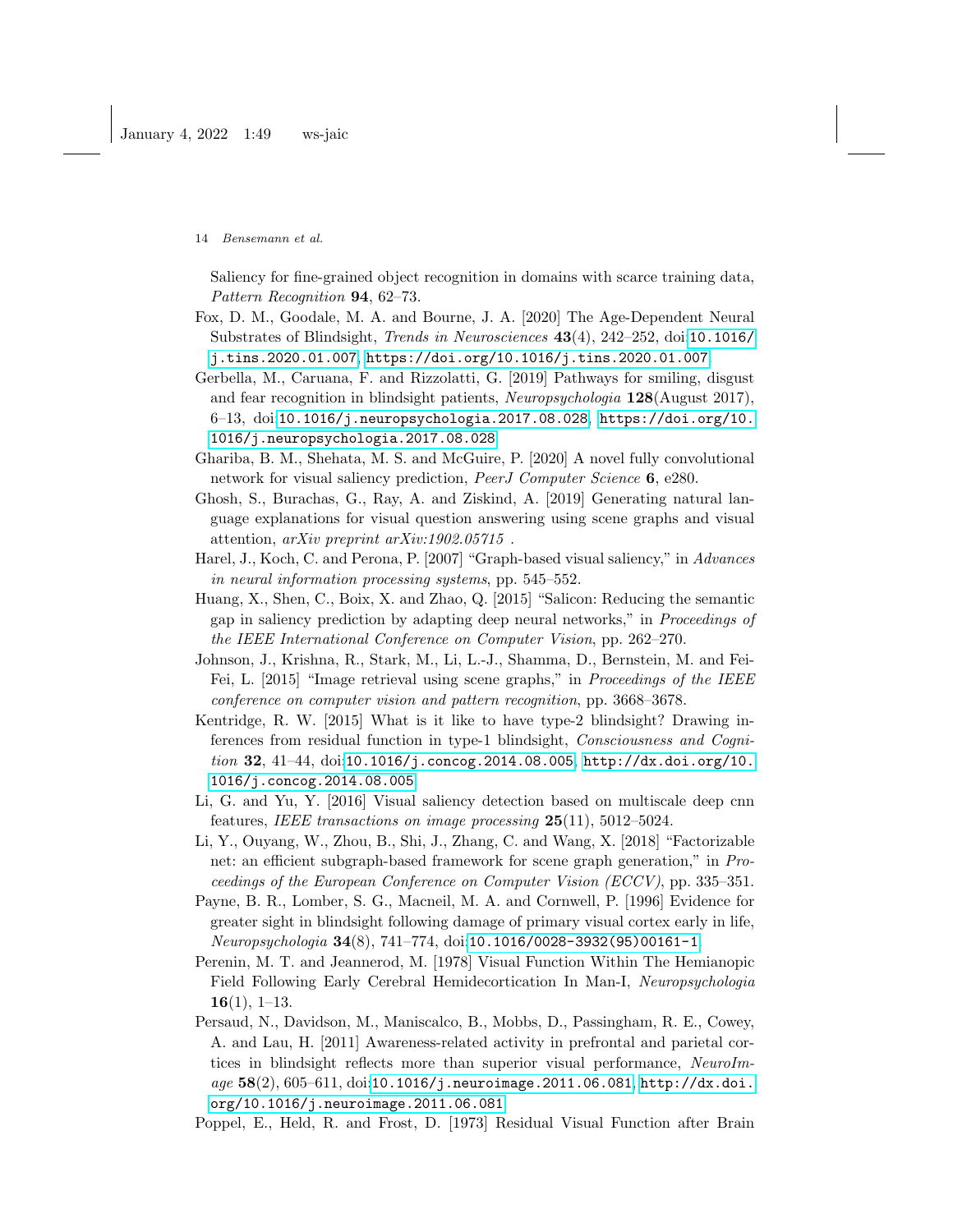Saliency for fine-grained object recognition in domains with scarce training data, *Pattern Recognition* **94**, 62–73.

Fox, D. M., Goodale, M. A. and Bourne, J. A. [2020] The Age-Dependent Neural Substrates of Blindsight, *Trends in Neurosciences* **43**(4), 242–252, doi:10.1016/j.tins.2020.01.007, https://doi.org/10.1016/j.tins.2020.01.007.

Gerbella, M., Caruana, F. and Rizzolatti, G. [2019] Pathways for smiling, disgust and fear recognition in blindsight patients, *Neuropsychologia* **128**(August 2017), 6–13, doi:10.1016/j.neuropsychologia.2017.08.028, https://doi.org/10.1016/j.neuropsychologia.2017.08.028.

Ghariba, B. M., Shehata, M. S. and McGuire, P. [2020] A novel fully convolutional network for visual saliency prediction, *PeerJ Computer Science* **6**, e280.

Ghosh, S., Burachas, G., Ray, A. and Ziskind, A. [2019] Generating natural language explanations for visual question answering using scene graphs and visual attention, *arXiv preprint arXiv:1902.05715* .

Harel, J., Koch, C. and Perona, P. [2007] "Graph-based visual saliency," in *Advances in neural information processing systems*, pp. 545–552.

Huang, X., Shen, C., Boix, X. and Zhao, Q. [2015] "Salicon: Reducing the semantic gap in saliency prediction by adapting deep neural networks," in *Proceedings of the IEEE International Conference on Computer Vision*, pp. 262–270.

Johnson, J., Krishna, R., Stark, M., Li, L.-J., Shamma, D., Bernstein, M. and Fei-Fei, L. [2015] "Image retrieval using scene graphs," in *Proceedings of the IEEE conference on computer vision and pattern recognition*, pp. 3668–3678.

Kentridge, R. W. [2015] What is it like to have type-2 blindsight? Drawing inferences from residual function in type-1 blindsight, *Consciousness and Cognition* **32**, 41–44, doi:10.1016/j.concog.2014.08.005, http://dx.doi.org/10.1016/j.concog.2014.08.005.

Li, G. and Yu, Y. [2016] Visual saliency detection based on multiscale deep cnn features, *IEEE transactions on image processing* **25**(11), 5012–5024.

Li, Y., Ouyang, W., Zhou, B., Shi, J., Zhang, C. and Wang, X. [2018] "Factorizable net: an efficient subgraph-based framework for scene graph generation," in *Proceedings of the European Conference on Computer Vision (ECCV)*, pp. 335–351.

Payne, B. R., Lomber, S. G., Macneil, M. A. and Cornwell, P. [1996] Evidence for greater sight in blindsight following damage of primary visual cortex early in life, *Neuropsychologia* **34**(8), 741–774, doi:10.1016/0028-3932(95)00161-1.

Perenin, M. T. and Jeannerod, M. [1978] Visual Function Within The Hemianopic Field Following Early Cerebral Hemidecortication In Man-I, *Neuropsychologia* **16**(1), 1–13.

Persaud, N., Davidson, M., Maniscalco, B., Mobbs, D., Passingham, R. E., Cowey, A. and Lau, H. [2011] Awareness-related activity in prefrontal and parietal cortices in blindsight reflects more than superior visual performance, *NeuroImage* **58**(2), 605–611, doi:10.1016/j.neuroimage.2011.06.081, http://dx.doi.org/10.1016/j.neuroimage.2011.06.081.

Poppel, E., Held, R. and Frost, D. [1973] Residual Visual Function after Brain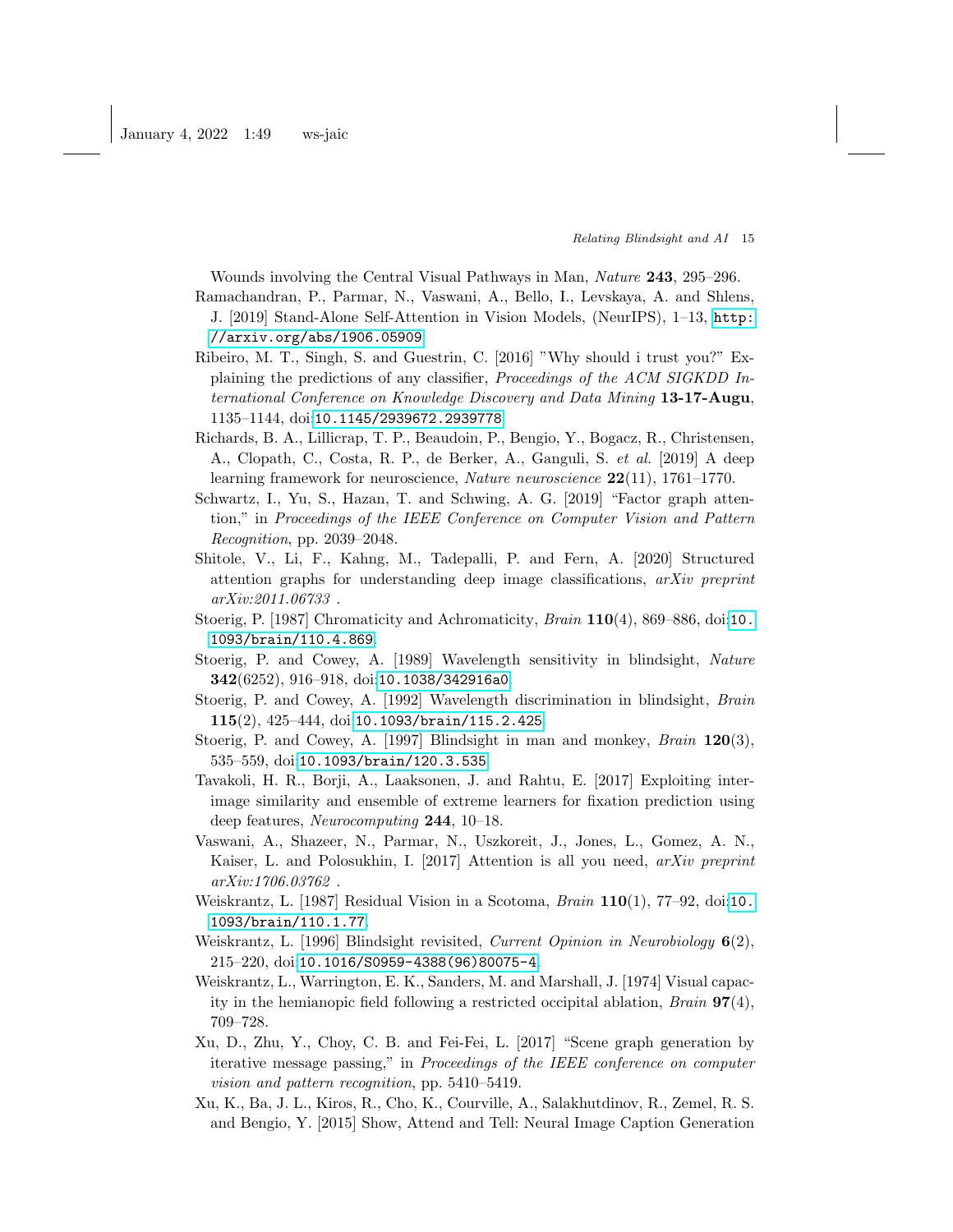Wounds involving the Central Visual Pathways in Man, *Nature* **243**, 295–296.

Ramachandran, P., Parmar, N., Vaswani, A., Bello, I., Levskaya, A. and Shlens, J. [2019] Stand-Alone Self-Attention in Vision Models, (NeurIPS), 1–13, `http://arxiv.org/abs/1906.05909`.

Ribeiro, M. T., Singh, S. and Guestrin, C. [2016] "Why should i trust you?" Explaining the predictions of any classifier, *Proceedings of the ACM SIGKDD International Conference on Knowledge Discovery and Data Mining* **13-17-Augu**, 1135–1144, doi:`10.1145/2939672.2939778`.

Richards, B. A., Lillicrap, T. P., Beaudoin, P., Bengio, Y., Bogacz, R., Christensen, A., Clopath, C., Costa, R. P., de Berker, A., Ganguli, S. *et al.* [2019] A deep learning framework for neuroscience, *Nature neuroscience* **22**(11), 1761–1770.

Schwartz, I., Yu, S., Hazan, T. and Schwing, A. G. [2019] "Factor graph attention," in *Proceedings of the IEEE Conference on Computer Vision and Pattern Recognition*, pp. 2039–2048.

Shitole, V., Li, F., Kahng, M., Tadepalli, P. and Fern, A. [2020] Structured attention graphs for understanding deep image classifications, *arXiv preprint arXiv:2011.06733* .

Stoerig, P. [1987] Chromaticity and Achromaticity, *Brain* **110**(4), 869–886, doi:`10.1093/brain/110.4.869`.

Stoerig, P. and Cowey, A. [1989] Wavelength sensitivity in blindsight, *Nature* **342**(6252), 916–918, doi:`10.1038/342916a0`.

Stoerig, P. and Cowey, A. [1992] Wavelength discrimination in blindsight, *Brain* **115**(2), 425–444, doi:`10.1093/brain/115.2.425`.

Stoerig, P. and Cowey, A. [1997] Blindsight in man and monkey, *Brain* **120**(3), 535–559, doi:`10.1093/brain/120.3.535`.

Tavakoli, H. R., Borji, A., Laaksonen, J. and Rahtu, E. [2017] Exploiting inter-image similarity and ensemble of extreme learners for fixation prediction using deep features, *Neurocomputing* **244**, 10–18.

Vaswani, A., Shazeer, N., Parmar, N., Uszkoreit, J., Jones, L., Gomez, A. N., Kaiser, L. and Polosukhin, I. [2017] Attention is all you need, *arXiv preprint arXiv:1706.03762* .

Weiskrantz, L. [1987] Residual Vision in a Scotoma, *Brain* **110**(1), 77–92, doi:`10.1093/brain/110.1.77`.

Weiskrantz, L. [1996] Blindsight revisited, *Current Opinion in Neurobiology* **6**(2), 215–220, doi:`10.1016/S0959-4388(96)80075-4`.

Weiskrantz, L., Warrington, E. K., Sanders, M. and Marshall, J. [1974] Visual capacity in the hemianopic field following a restricted occipital ablation, *Brain* **97**(4), 709–728.

Xu, D., Zhu, Y., Choy, C. B. and Fei-Fei, L. [2017] "Scene graph generation by iterative message passing," in *Proceedings of the IEEE conference on computer vision and pattern recognition*, pp. 5410–5419.

Xu, K., Ba, J. L., Kiros, R., Cho, K., Courville, A., Salakhutdinov, R., Zemel, R. S. and Bengio, Y. [2015] Show, Attend and Tell: Neural Image Caption Generation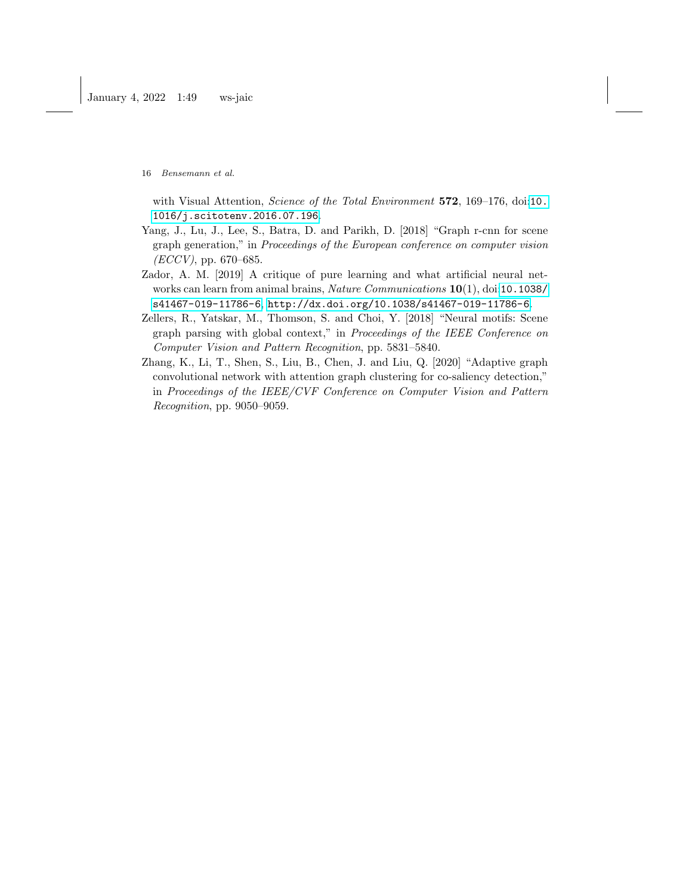with Visual Attention, *Science of the Total Environment* **572**, 169–176, doi:10.1016/j.scitotenv.2016.07.196.

Yang, J., Lu, J., Lee, S., Batra, D. and Parikh, D. [2018] "Graph r-cnn for scene graph generation," in *Proceedings of the European conference on computer vision (ECCV)*, pp. 670–685.

Zador, A. M. [2019] A critique of pure learning and what artificial neural networks can learn from animal brains, *Nature Communications* **10**(1), doi:10.1038/s41467-019-11786-6, http://dx.doi.org/10.1038/s41467-019-11786-6.

Zellers, R., Yatskar, M., Thomson, S. and Choi, Y. [2018] "Neural motifs: Scene graph parsing with global context," in *Proceedings of the IEEE Conference on Computer Vision and Pattern Recognition*, pp. 5831–5840.

Zhang, K., Li, T., Shen, S., Liu, B., Chen, J. and Liu, Q. [2020] "Adaptive graph convolutional network with attention graph clustering for co-saliency detection," in *Proceedings of the IEEE/CVF Conference on Computer Vision and Pattern Recognition*, pp. 9050–9059.